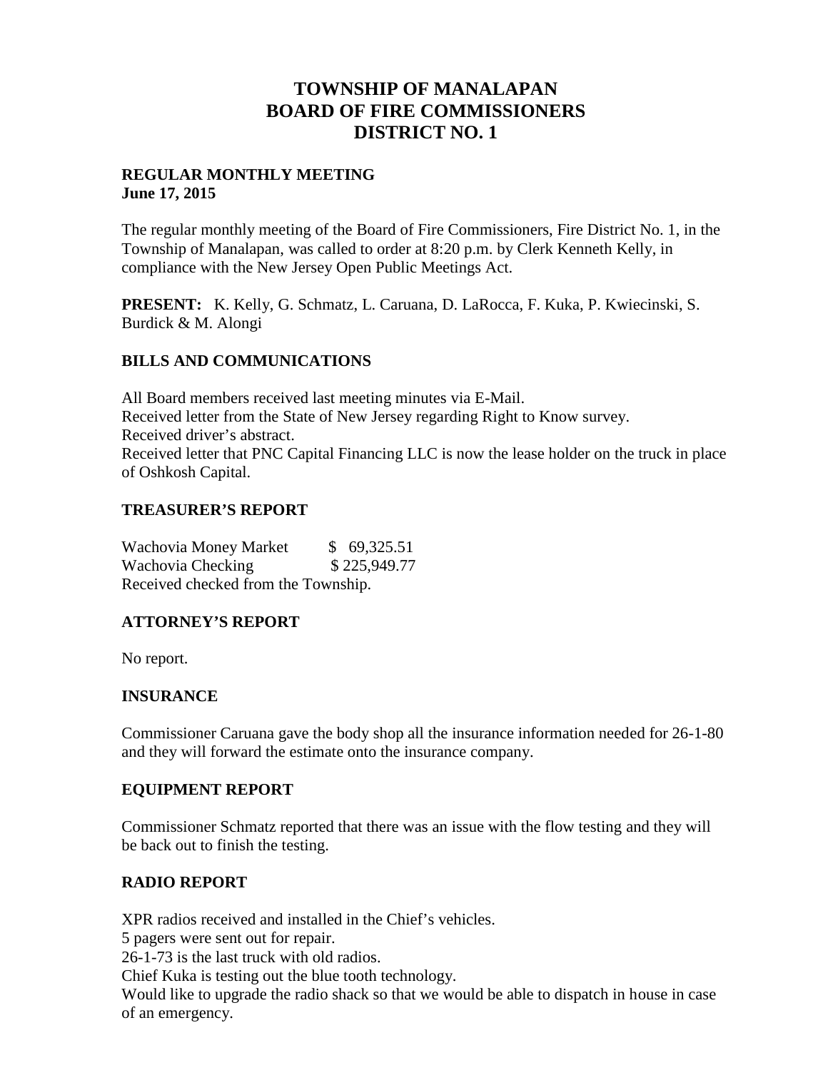# TOWNSHIP OF MANALAPAN
# BOARD OF FIRE COMMISSIONERS
# DISTRICT NO. 1

**REGULAR MONTHLY MEETING**
**June 17, 2015**

The regular monthly meeting of the Board of Fire Commissioners, Fire District No. 1, in the Township of Manalapan, was called to order at 8:20 p.m. by Clerk Kenneth Kelly, in compliance with the New Jersey Open Public Meetings Act.

**PRESENT:** K. Kelly, G. Schmatz, L. Caruana, D. LaRocca, F. Kuka, P. Kwiecinski, S. Burdick & M. Alongi

## BILLS AND COMMUNICATIONS

All Board members received last meeting minutes via E-Mail.
Received letter from the State of New Jersey regarding Right to Know survey.
Received driver's abstract.
Received letter that PNC Capital Financing LLC is now the lease holder on the truck in place of Oshkosh Capital.

## TREASURER'S REPORT

Wachovia Money Market $ 69,325.51
Wachovia Checking $ 225,949.77
Received checked from the Township.

## ATTORNEY'S REPORT

No report.

## INSURANCE

Commissioner Caruana gave the body shop all the insurance information needed for 26-1-80 and they will forward the estimate onto the insurance company.

## EQUIPMENT REPORT

Commissioner Schmatz reported that there was an issue with the flow testing and they will be back out to finish the testing.

## RADIO REPORT

XPR radios received and installed in the Chief's vehicles.
5 pagers were sent out for repair.
26-1-73 is the last truck with old radios.
Chief Kuka is testing out the blue tooth technology.
Would like to upgrade the radio shack so that we would be able to dispatch in house in case of an emergency.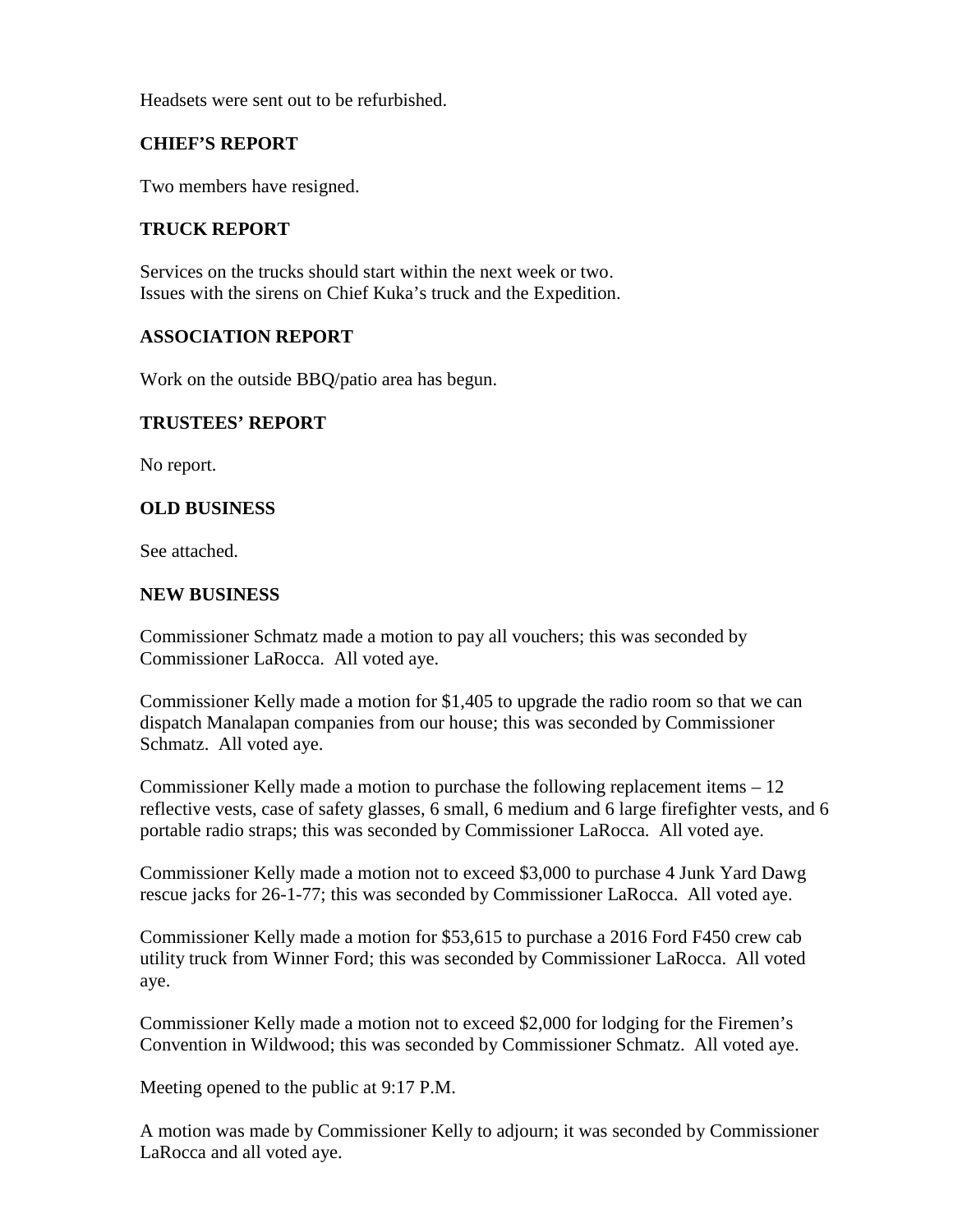Headsets were sent out to be refurbished.

### CHIEF'S REPORT

Two members have resigned.

### TRUCK REPORT

Services on the trucks should start within the next week or two.
Issues with the sirens on Chief Kuka's truck and the Expedition.

### ASSOCIATION REPORT

Work on the outside BBQ/patio area has begun.

### TRUSTEES' REPORT

No report.

### OLD BUSINESS

See attached.

### NEW BUSINESS

Commissioner Schmatz made a motion to pay all vouchers; this was seconded by Commissioner LaRocca. All voted aye.

Commissioner Kelly made a motion for $1,405 to upgrade the radio room so that we can dispatch Manalapan companies from our house; this was seconded by Commissioner Schmatz. All voted aye.

Commissioner Kelly made a motion to purchase the following replacement items – 12 reflective vests, case of safety glasses, 6 small, 6 medium and 6 large firefighter vests, and 6 portable radio straps; this was seconded by Commissioner LaRocca. All voted aye.

Commissioner Kelly made a motion not to exceed $3,000 to purchase 4 Junk Yard Dawg rescue jacks for 26-1-77; this was seconded by Commissioner LaRocca. All voted aye.

Commissioner Kelly made a motion for $53,615 to purchase a 2016 Ford F450 crew cab utility truck from Winner Ford; this was seconded by Commissioner LaRocca. All voted aye.

Commissioner Kelly made a motion not to exceed $2,000 for lodging for the Firemen's Convention in Wildwood; this was seconded by Commissioner Schmatz. All voted aye.

Meeting opened to the public at 9:17 P.M.

A motion was made by Commissioner Kelly to adjourn; it was seconded by Commissioner LaRocca and all voted aye.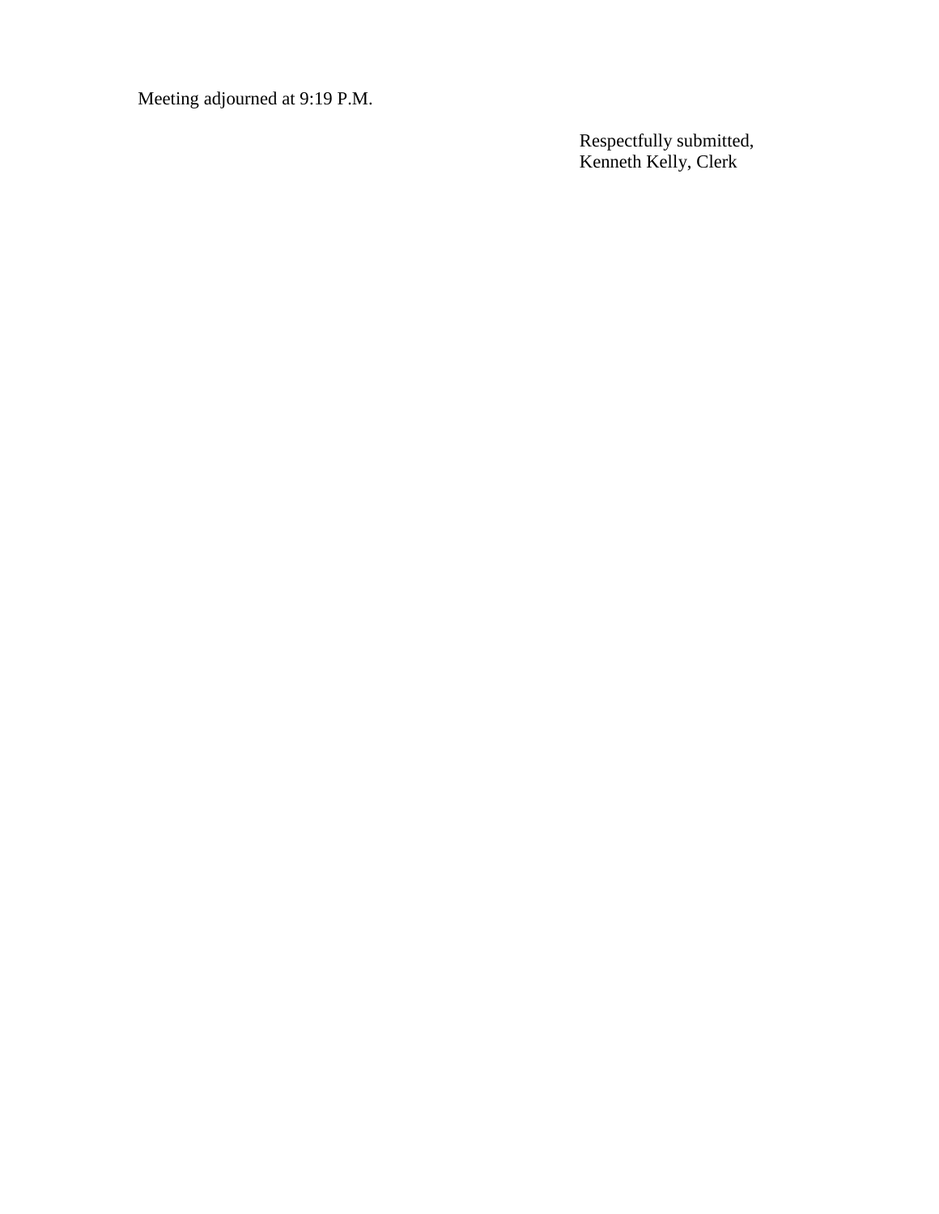Meeting adjourned at 9:19 P.M.

Respectfully submitted,
Kenneth Kelly, Clerk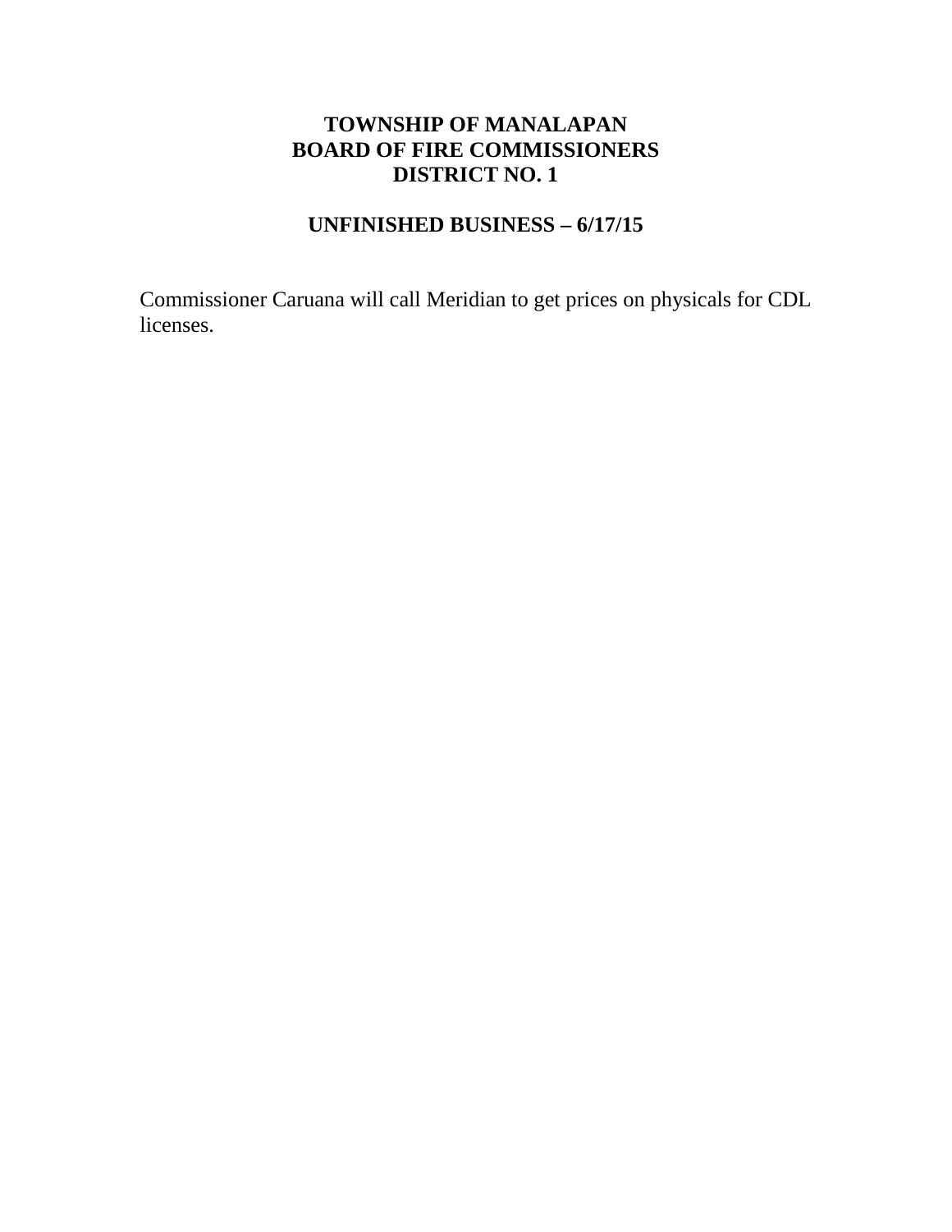# TOWNSHIP OF MANALAPAN
# BOARD OF FIRE COMMISSIONERS
# DISTRICT NO. 1

## UNFINISHED BUSINESS – 6/17/15

Commissioner Caruana will call Meridian to get prices on physicals for CDL licenses.